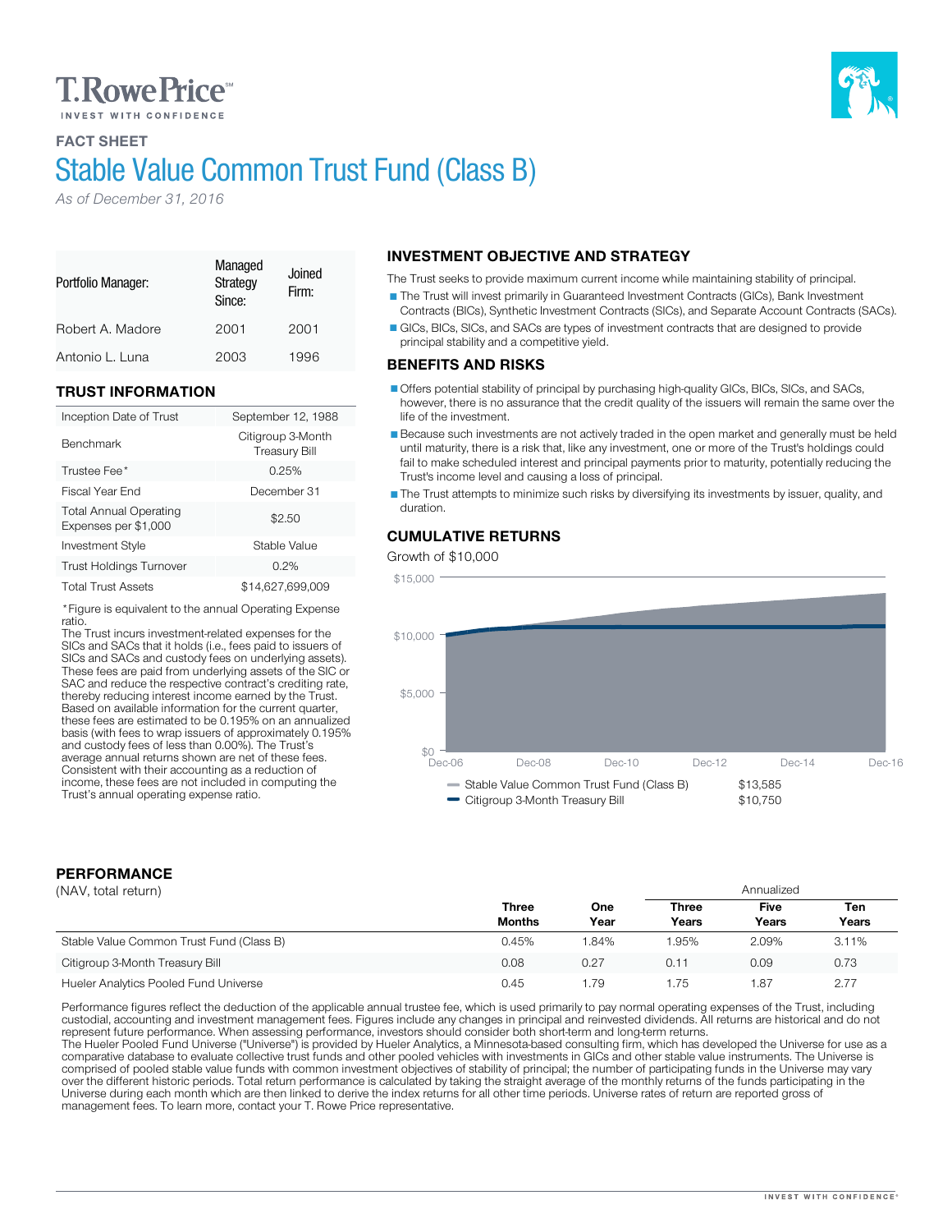T. Rowe Price

INVEST WITH CONFIDENCE

**FACT SHEET**

# Stable Value Common Trust Fund (Class B)

*As of December 31, 2016*

| Portfolio Manager: | Managed Strategy Since: | Joined Firm: |
|---|---|---|
| Robert A. Madore | 2001 | 2001 |
| Antonio L. Luna | 2003 | 1996 |

## TRUST INFORMATION

| | |
|---|---|
| Inception Date of Trust | September 12, 1988 |
| Benchmark | Citigroup 3-Month Treasury Bill |
| Trustee Fee* | 0.25% |
| Fiscal Year End | December 31 |
| Total Annual Operating Expenses per $1,000 | $2.50 |
| Investment Style | Stable Value |
| Trust Holdings Turnover | 0.2% |
| Total Trust Assets | $14,627,699,009 |

*Figure is equivalent to the annual Operating Expense ratio.
The Trust incurs investment-related expenses for the SICs and SACs that it holds (i.e., fees paid to issuers of SICs and SACs and custody fees on underlying assets). These fees are paid from underlying assets of the SIC or SAC and reduce the respective contract's crediting rate, thereby reducing interest income earned by the Trust. Based on available information for the current quarter, these fees are estimated to be 0.195% on an annualized basis (with fees to wrap issuers of approximately 0.195% and custody fees of less than 0.00%). The Trust's average annual returns shown are net of these fees. Consistent with their accounting as a reduction of income, these fees are not included in computing the Trust's annual operating expense ratio.

## INVESTMENT OBJECTIVE AND STRATEGY

The Trust seeks to provide maximum current income while maintaining stability of principal.

- The Trust will invest primarily in Guaranteed Investment Contracts (GICs), Bank Investment Contracts (BICs), Synthetic Investment Contracts (SICs), and Separate Account Contracts (SACs).
- GICs, BICs, SICs, and SACs are types of investment contracts that are designed to provide principal stability and a competitive yield.

## BENEFITS AND RISKS

- Offers potential stability of principal by purchasing high-quality GICs, BICs, SICs, and SACs, however, there is no assurance that the credit quality of the issuers will remain the same over the life of the investment.
- Because such investments are not actively traded in the open market and generally must be held until maturity, there is a risk that, like any investment, one or more of the Trust's holdings could fail to make scheduled interest and principal payments prior to maturity, potentially reducing the Trust's income level and causing a loss of principal.
- The Trust attempts to minimize such risks by diversifying its investments by issuer, quality, and duration.

## CUMULATIVE RETURNS

Growth of $10,000

| | |
|---|---|
| Stable Value Common Trust Fund (Class B) | $13,585 |
| Citigroup 3-Month Treasury Bill | $10,750 |

## PERFORMANCE

(NAV, total return)

| | Three Months | One Year | Three Years (Annualized) | Five Years (Annualized) | Ten Years (Annualized) |
|---|---|---|---|---|---|
| Stable Value Common Trust Fund (Class B) | 0.45% | 1.84% | 1.95% | 2.09% | 3.11% |
| Citigroup 3-Month Treasury Bill | 0.08 | 0.27 | 0.11 | 0.09 | 0.73 |
| Hueler Analytics Pooled Fund Universe | 0.45 | 1.79 | 1.75 | 1.87 | 2.77 |

Performance figures reflect the deduction of the applicable annual trustee fee, which is used primarily to pay normal operating expenses of the Trust, including custodial, accounting and investment management fees. Figures include any changes in principal and reinvested dividends. All returns are historical and do not represent future performance. When assessing performance, investors should consider both short-term and long-term returns.
The Hueler Pooled Fund Universe ("Universe") is provided by Hueler Analytics, a Minnesota-based consulting firm, which has developed the Universe for use as a comparative database to evaluate collective trust funds and other pooled vehicles with investments in GICs and other stable value instruments. The Universe is comprised of pooled stable value funds with common investment objectives of stability of principal; the number of participating funds in the Universe may vary over the different historic periods. Total return performance is calculated by taking the straight average of the monthly returns of the funds participating in the Universe during each month which are then linked to derive the index returns for all other time periods. Universe rates of return are reported gross of management fees. To learn more, contact your T. Rowe Price representative.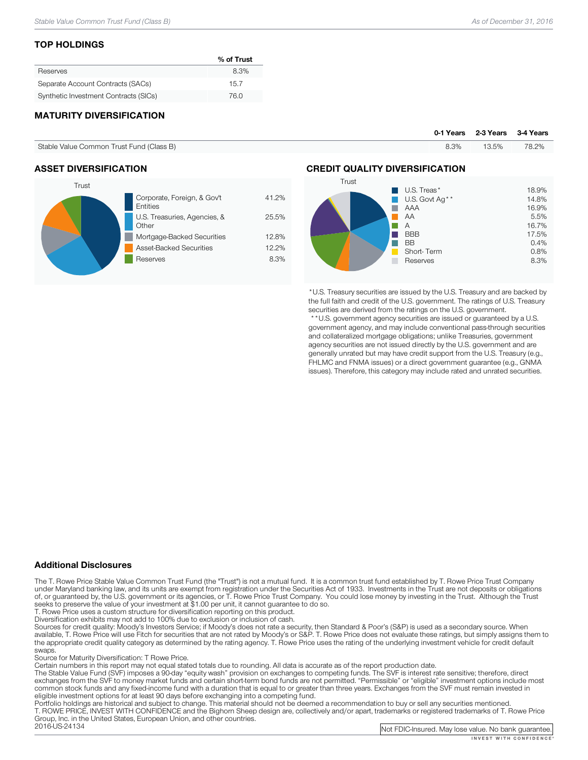## TOP HOLDINGS

| | % of Trust |
|---|---|
| Reserves | 8.3% |
| Separate Account Contracts (SACs) | 15.7 |
| Synthetic Investment Contracts (SICs) | 76.0 |

## MATURITY DIVERSIFICATION

| | 0-1 Years | 2-3 Years | 3-4 Years |
|---|---|---|---|
| Stable Value Common Trust Fund (Class B) | 8.3% | 13.5% | 78.2% |

## ASSET DIVERSIFICATION

Trust

Corporate, Foreign, & Gov't Entities 41.2%
U.S. Treasuries, Agencies, & Other 25.5%
Mortgage-Backed Securities 12.8%
Asset-Backed Securities 12.2%
Reserves 8.3%

## CREDIT QUALITY DIVERSIFICATION

Trust

U.S. Treas* 18.9%
U.S. Govt Ag** 14.8%
AAA 16.9%
AA 5.5%
A 16.7%
BBB 17.5%
BB 0.4%
Short- Term 0.8%
Reserves 8.3%

*U.S. Treasury securities are issued by the U.S. Treasury and are backed by the full faith and credit of the U.S. government. The ratings of U.S. Treasury securities are derived from the ratings on the U.S. government.

**U.S. government agency securities are issued or guaranteed by a U.S. government agency, and may include conventional pass-through securities and collateralized mortgage obligations; unlike Treasuries, government agency securities are not issued directly by the U.S. government and are generally unrated but may have credit support from the U.S. Treasury (e.g., FHLMC and FNMA issues) or a direct government guarantee (e.g., GNMA issues). Therefore, this category may include rated and unrated securities.

## Additional Disclosures

The T. Rowe Price Stable Value Common Trust Fund (the "Trust") is not a mutual fund. It is a common trust fund established by T. Rowe Price Trust Company under Maryland banking law, and its units are exempt from registration under the Securities Act of 1933. Investments in the Trust are not deposits or obligations of, or guaranteed by, the U.S. government or its agencies, or T. Rowe Price Trust Company. You could lose money by investing in the Trust. Although the Trust seeks to preserve the value of your investment at $1.00 per unit, it cannot guarantee to do so.
T. Rowe Price uses a custom structure for diversification reporting on this product.
Diversification exhibits may not add to 100% due to exclusion or inclusion of cash.
Sources for credit quality: Moody's Investors Service; if Moody's does not rate a security, then Standard & Poor's (S&P) is used as a secondary source. When available, T. Rowe Price will use Fitch for securities that are not rated by Moody's or S&P. T. Rowe Price does not evaluate these ratings, but simply assigns them to the appropriate credit quality category as determined by the rating agency. T. Rowe Price uses the rating of the underlying investment vehicle for credit default swaps.
Source for Maturity Diversification: T Rowe Price.
Certain numbers in this report may not equal stated totals due to rounding. All data is accurate as of the report production date.
The Stable Value Fund (SVF) imposes a 90-day "equity wash" provision on exchanges to competing funds. The SVF is interest rate sensitive; therefore, direct exchanges from the SVF to money market funds and certain short-term bond funds are not permitted. "Permissible" or "eligible" investment options include most common stock funds and any fixed-income fund with a duration that is equal to or greater than three years. Exchanges from the SVF must remain invested in eligible investment options for at least 90 days before exchanging into a competing fund.
Portfolio holdings are historical and subject to change. This material should not be deemed a recommendation to buy or sell any securities mentioned.
T. ROWE PRICE, INVEST WITH CONFIDENCE and the Bighorn Sheep design are, collectively and/or apart, trademarks or registered trademarks of T. Rowe Price Group, Inc. in the United States, European Union, and other countries.
2016-US-24134

Not FDIC-Insured. May lose value. No bank guarantee.

INVEST WITH CONFIDENCE®